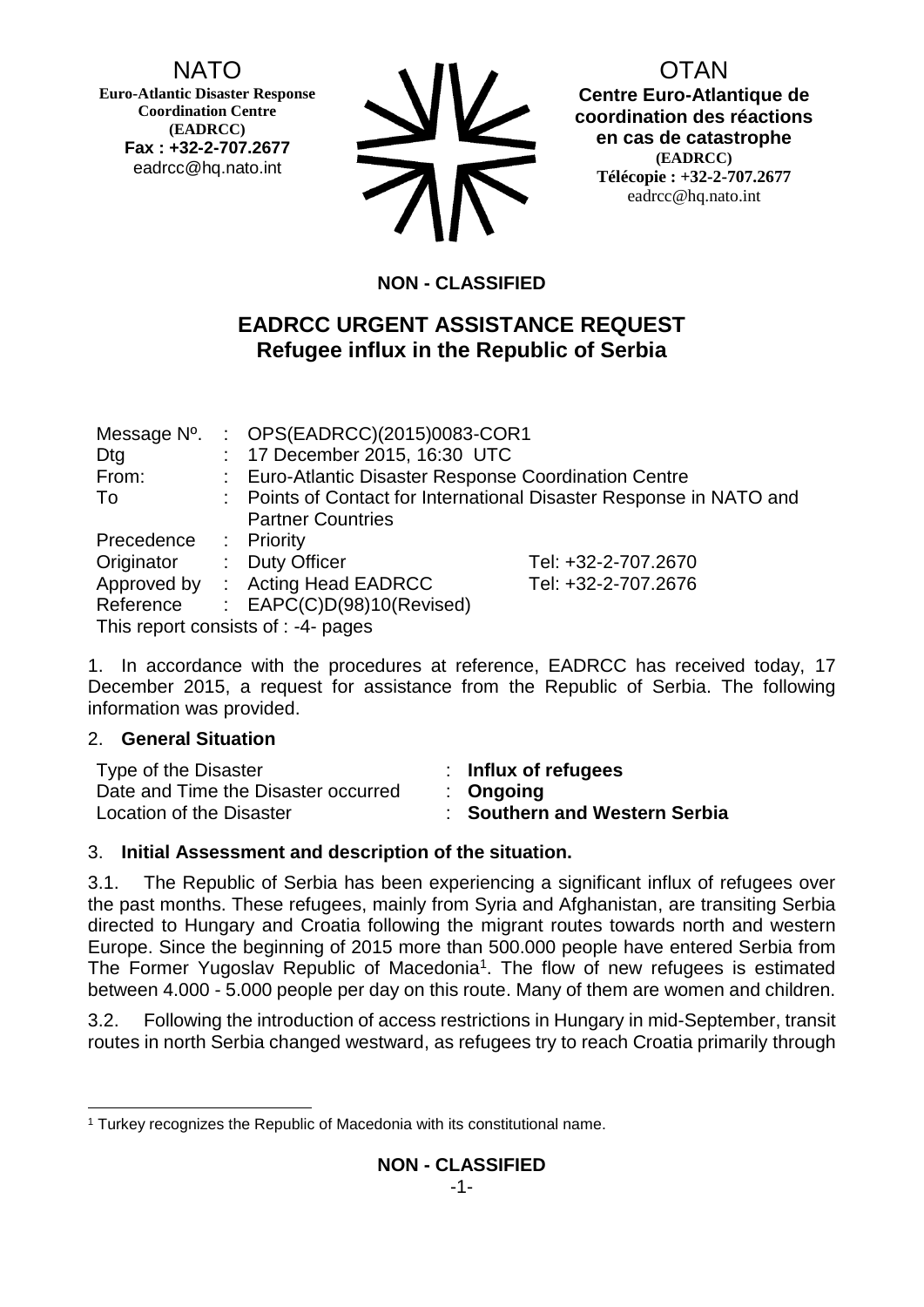NATO
**Euro-Atlantic Disaster Response Coordination Centre (EADRCC)**
**Fax : +32-2-707.2677**
eadrcc@hq.nato.int

OTAN
**Centre Euro-Atlantique de coordination des réactions en cas de catastrophe**
**(EADRCC)**
**Télécopie : +32-2-707.2677**
eadrcc@hq.nato.int

**NON - CLASSIFIED**

# EADRCC URGENT ASSISTANCE REQUEST
## Refugee influx in the Republic of Serbia

| | | | |
|---|---|---|---|
| Message Nº. | : | OPS(EADRCC)(2015)0083-COR1 | |
| Dtg | : | 17 December 2015, 16:30 UTC | |
| From: | : | Euro-Atlantic Disaster Response Coordination Centre | |
| To | : | Points of Contact for International Disaster Response in NATO and Partner Countries | |
| Precedence | : | Priority | |
| Originator | : | Duty Officer | Tel: +32-2-707.2670 |
| Approved by | : | Acting Head EADRCC | Tel: +32-2-707.2676 |
| Reference | : | EAPC(C)D(98)10(Revised) | |

This report consists of : -4- pages

1. In accordance with the procedures at reference, EADRCC has received today, 17 December 2015, a request for assistance from the Republic of Serbia. The following information was provided.

2. **General Situation**

| | | |
|---|---|---|
| Type of the Disaster | : | **Influx of refugees** |
| Date and Time the Disaster occurred | : | **Ongoing** |
| Location of the Disaster | : | **Southern and Western Serbia** |

3. **Initial Assessment and description of the situation.**

3.1. The Republic of Serbia has been experiencing a significant influx of refugees over the past months. These refugees, mainly from Syria and Afghanistan, are transiting Serbia directed to Hungary and Croatia following the migrant routes towards north and western Europe. Since the beginning of 2015 more than 500.000 people have entered Serbia from The Former Yugoslav Republic of Macedonia[1]. The flow of new refugees is estimated between 4.000 - 5.000 people per day on this route. Many of them are women and children.

3.2. Following the introduction of access restrictions in Hungary in mid-September, transit routes in north Serbia changed westward, as refugees try to reach Croatia primarily through

[1] Turkey recognizes the Republic of Macedonia with its constitutional name.

**NON - CLASSIFIED**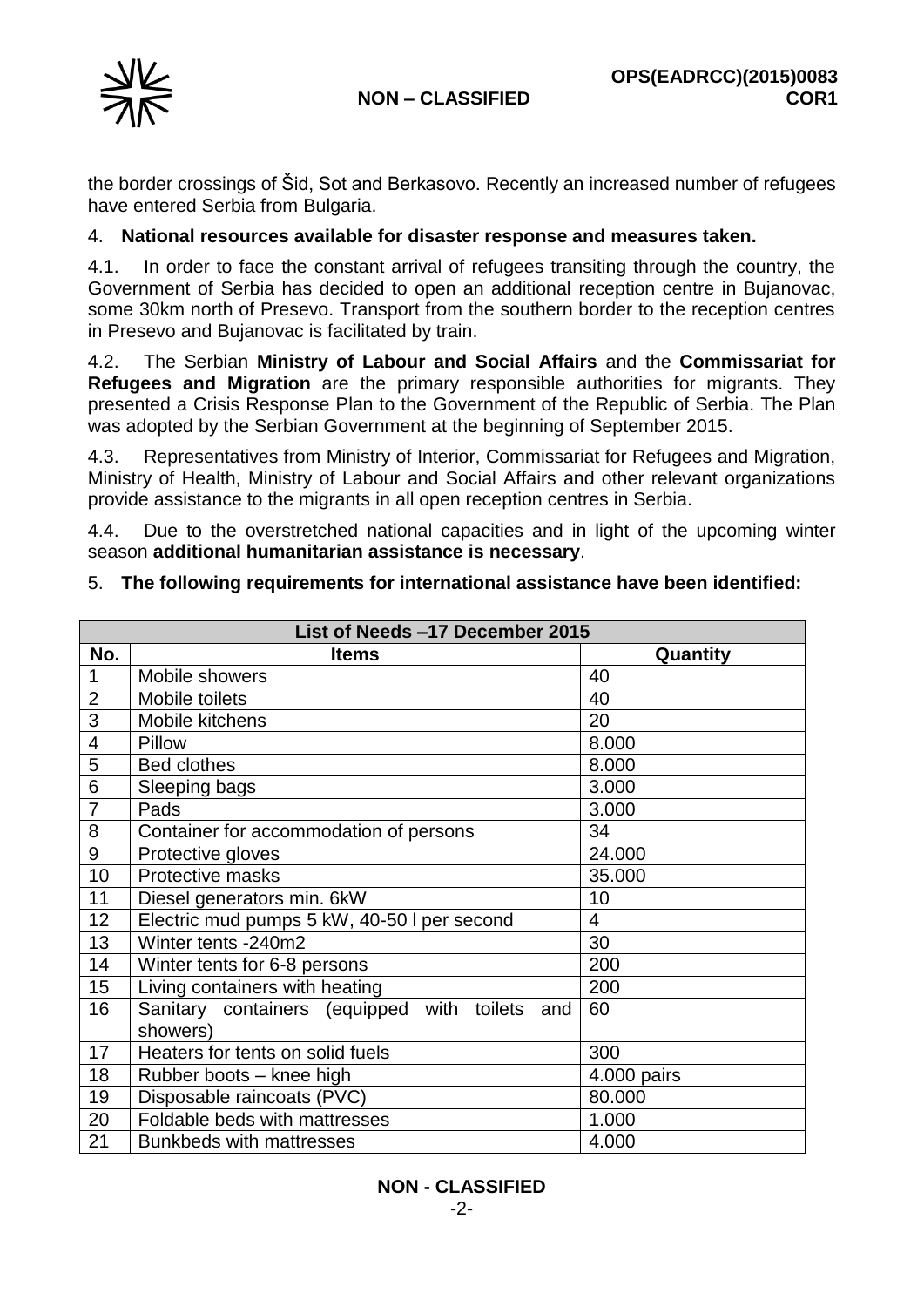the border crossings of Šid, Sot and Berkasovo. Recently an increased number of refugees have entered Serbia from Bulgaria.

4. **National resources available for disaster response and measures taken.**

4.1. In order to face the constant arrival of refugees transiting through the country, the Government of Serbia has decided to open an additional reception centre in Bujanovac, some 30km north of Presevo. Transport from the southern border to the reception centres in Presevo and Bujanovac is facilitated by train.

4.2. The Serbian **Ministry of Labour and Social Affairs** and the **Commissariat for Refugees and Migration** are the primary responsible authorities for migrants. They presented a Crisis Response Plan to the Government of the Republic of Serbia. The Plan was adopted by the Serbian Government at the beginning of September 2015.

4.3. Representatives from Ministry of Interior, Commissariat for Refugees and Migration, Ministry of Health, Ministry of Labour and Social Affairs and other relevant organizations provide assistance to the migrants in all open reception centres in Serbia.

4.4. Due to the overstretched national capacities and in light of the upcoming winter season **additional humanitarian assistance is necessary**.

5. **The following requirements for international assistance have been identified:**

| List of Needs –17 December 2015 | | |
|---|---|---|
| **No.** | **Items** | **Quantity** |
| 1 | Mobile showers | 40 |
| 2 | Mobile toilets | 40 |
| 3 | Mobile kitchens | 20 |
| 4 | Pillow | 8.000 |
| 5 | Bed clothes | 8.000 |
| 6 | Sleeping bags | 3.000 |
| 7 | Pads | 3.000 |
| 8 | Container for accommodation of persons | 34 |
| 9 | Protective gloves | 24.000 |
| 10 | Protective masks | 35.000 |
| 11 | Diesel generators min. 6kW | 10 |
| 12 | Electric mud pumps 5 kW, 40-50 l per second | 4 |
| 13 | Winter tents -240m2 | 30 |
| 14 | Winter tents for 6-8 persons | 200 |
| 15 | Living containers with heating | 200 |
| 16 | Sanitary containers (equipped with toilets and showers) | 60 |
| 17 | Heaters for tents on solid fuels | 300 |
| 18 | Rubber boots – knee high | 4.000 pairs |
| 19 | Disposable raincoats (PVC) | 80.000 |
| 20 | Foldable beds with mattresses | 1.000 |
| 21 | Bunkbeds with mattresses | 4.000 |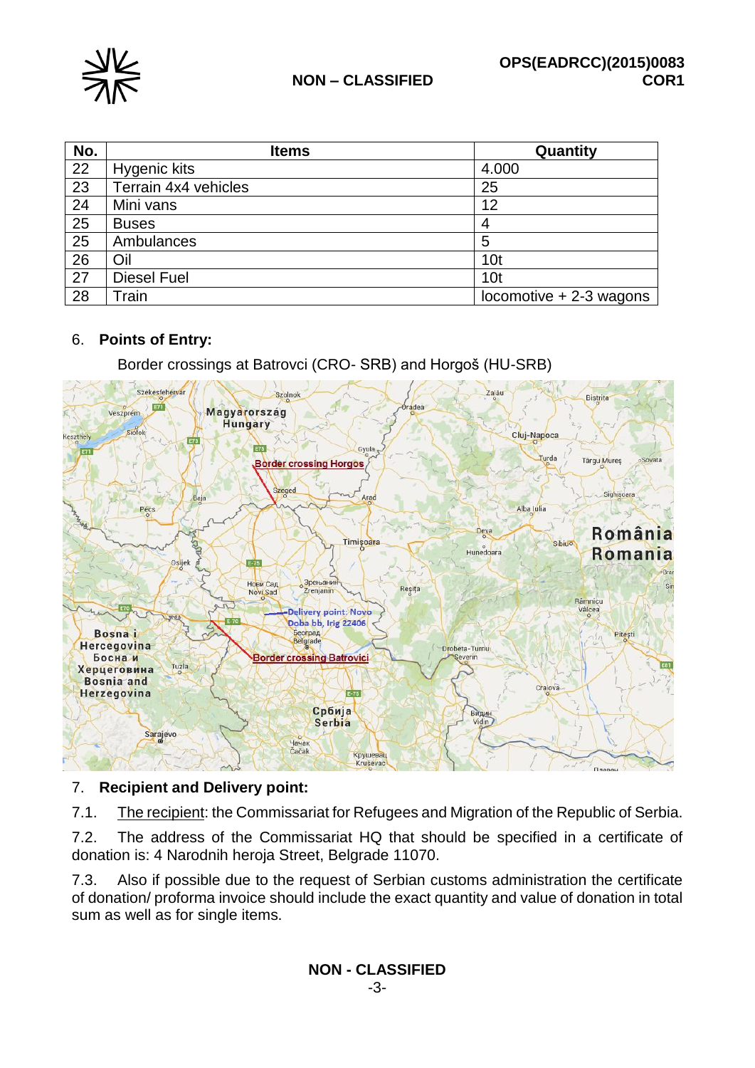| No. | Items | Quantity |
|---|---|---|
| 22 | Hygenic kits | 4.000 |
| 23 | Terrain 4x4 vehicles | 25 |
| 24 | Mini vans | 12 |
| 25 | Buses | 4 |
| 25 | Ambulances | 5 |
| 26 | Oil | 10t |
| 27 | Diesel Fuel | 10t |
| 28 | Train | locomotive + 2-3 wagons |

6. **Points of Entry:**

Border crossings at Batrovci (CRO- SRB) and Horgoš (HU-SRB)

7. **Recipient and Delivery point:**

7.1. The recipient: the Commissariat for Refugees and Migration of the Republic of Serbia.

7.2. The address of the Commissariat HQ that should be specified in a certificate of donation is: 4 Narodnih heroja Street, Belgrade 11070.

7.3. Also if possible due to the request of Serbian customs administration the certificate of donation/ proforma invoice should include the exact quantity and value of donation in total sum as well as for single items.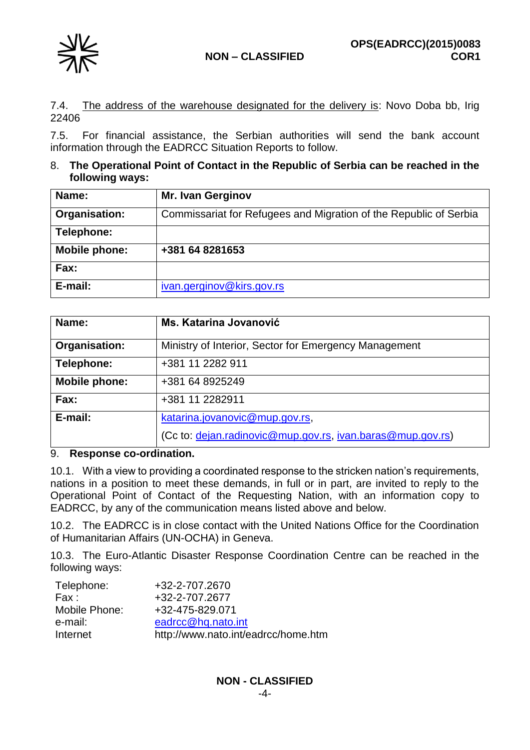7.4. The address of the warehouse designated for the delivery is: Novo Doba bb, Irig 22406

7.5. For financial assistance, the Serbian authorities will send the bank account information through the EADRCC Situation Reports to follow.

8. **The Operational Point of Contact in the Republic of Serbia can be reached in the following ways:**

| | |
|---|---|
| **Name:** | **Mr. Ivan Gerginov** |
| **Organisation:** | Commissariat for Refugees and Migration of the Republic of Serbia |
| **Telephone:** | |
| **Mobile phone:** | **+381 64 8281653** |
| **Fax:** | |
| **E-mail:** | ivan.gerginov@kirs.gov.rs |

| | |
|---|---|
| **Name:** | **Ms. Katarina Jovanović** |
| **Organisation:** | Ministry of Interior, Sector for Emergency Management |
| **Telephone:** | +381 11 2282 911 |
| **Mobile phone:** | +381 64 8925249 |
| **Fax:** | +381 11 2282911 |
| **E-mail:** | katarina.jovanovic@mup.gov.rs, (Cc to: dejan.radinovic@mup.gov.rs, ivan.baras@mup.gov.rs) |

9. **Response co-ordination.**

10.1. With a view to providing a coordinated response to the stricken nation's requirements, nations in a position to meet these demands, in full or in part, are invited to reply to the Operational Point of Contact of the Requesting Nation, with an information copy to EADRCC, by any of the communication means listed above and below.

10.2. The EADRCC is in close contact with the United Nations Office for the Coordination of Humanitarian Affairs (UN-OCHA) in Geneva.

10.3. The Euro-Atlantic Disaster Response Coordination Centre can be reached in the following ways:

| | |
|---|---|
| Telephone: | +32-2-707.2670 |
| Fax : | +32-2-707.2677 |
| Mobile Phone: | +32-475-829.071 |
| e-mail: | eadrcc@hq.nato.int |
| Internet | http://www.nato.int/eadrcc/home.htm |